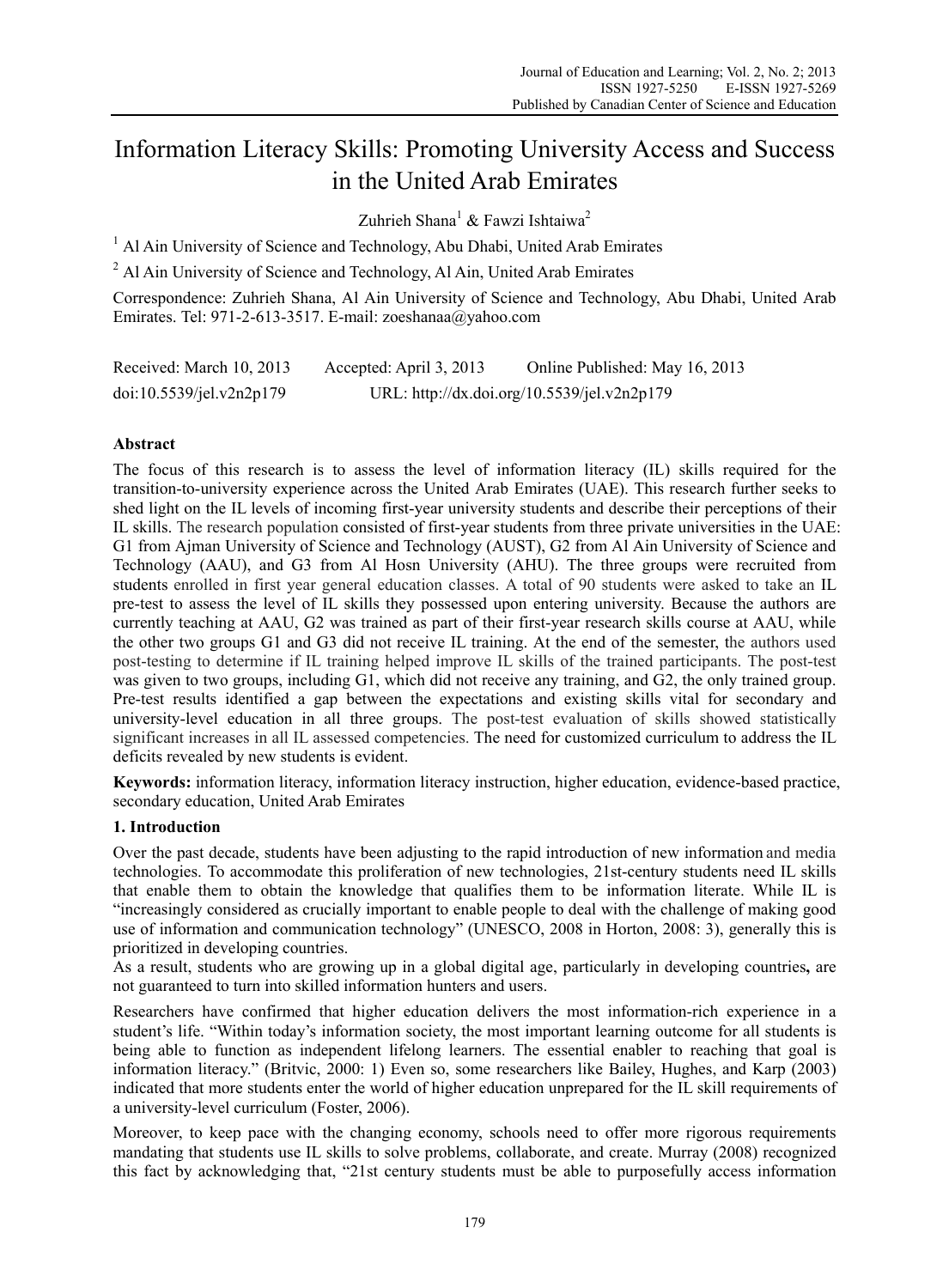# Information Literacy Skills: Promoting University Access and Success in the United Arab Emirates

Zuhrieh Shana[1] & Fawzi Ishtaiwa[2]

[1] Al Ain University of Science and Technology, Abu Dhabi, United Arab Emirates

[2] Al Ain University of Science and Technology, Al Ain, United Arab Emirates

Correspondence: Zuhrieh Shana, Al Ain University of Science and Technology, Abu Dhabi, United Arab Emirates. Tel: 971-2-613-3517. E-mail: zoeshanaa@yahoo.com

Received: March 10, 2013 Accepted: April 3, 2013 Online Published: May 16, 2013

doi:10.5539/jel.v2n2p179 URL: http://dx.doi.org/10.5539/jel.v2n2p179

## Abstract

The focus of this research is to assess the level of information literacy (IL) skills required for the transition-to-university experience across the United Arab Emirates (UAE). This research further seeks to shed light on the IL levels of incoming first-year university students and describe their perceptions of their IL skills. The research population consisted of first-year students from three private universities in the UAE: G1 from Ajman University of Science and Technology (AUST), G2 from Al Ain University of Science and Technology (AAU), and G3 from Al Hosn University (AHU). The three groups were recruited from students enrolled in first year general education classes. A total of 90 students were asked to take an IL pre-test to assess the level of IL skills they possessed upon entering university. Because the authors are currently teaching at AAU, G2 was trained as part of their first-year research skills course at AAU, while the other two groups G1 and G3 did not receive IL training. At the end of the semester, the authors used post-testing to determine if IL training helped improve IL skills of the trained participants. The post-test was given to two groups, including G1, which did not receive any training, and G2, the only trained group. Pre-test results identified a gap between the expectations and existing skills vital for secondary and university-level education in all three groups. The post-test evaluation of skills showed statistically significant increases in all IL assessed competencies. The need for customized curriculum to address the IL deficits revealed by new students is evident.

**Keywords:** information literacy, information literacy instruction, higher education, evidence-based practice, secondary education, United Arab Emirates

## 1. Introduction

Over the past decade, students have been adjusting to the rapid introduction of new information and media technologies. To accommodate this proliferation of new technologies, 21st-century students need IL skills that enable them to obtain the knowledge that qualifies them to be information literate. While IL is "increasingly considered as crucially important to enable people to deal with the challenge of making good use of information and communication technology" (UNESCO, 2008 in Horton, 2008: 3), generally this is prioritized in developing countries.

As a result, students who are growing up in a global digital age, particularly in developing countries**,** are not guaranteed to turn into skilled information hunters and users.

Researchers have confirmed that higher education delivers the most information-rich experience in a student's life. "Within today's information society, the most important learning outcome for all students is being able to function as independent lifelong learners. The essential enabler to reaching that goal is information literacy." (Britvic, 2000: 1) Even so, some researchers like Bailey, Hughes, and Karp (2003) indicated that more students enter the world of higher education unprepared for the IL skill requirements of a university-level curriculum (Foster, 2006).

Moreover, to keep pace with the changing economy, schools need to offer more rigorous requirements mandating that students use IL skills to solve problems, collaborate, and create. Murray (2008) recognized this fact by acknowledging that, "21st century students must be able to purposefully access information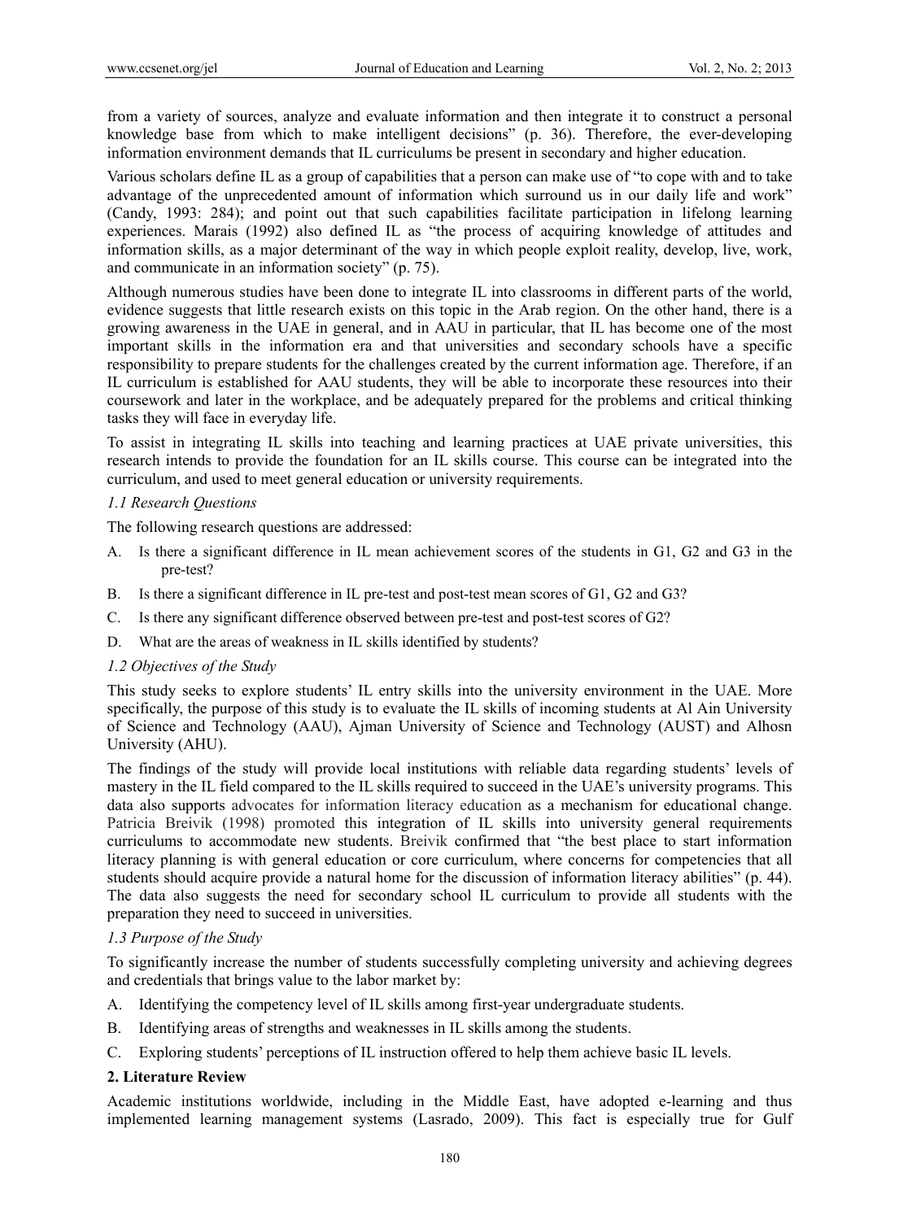from a variety of sources, analyze and evaluate information and then integrate it to construct a personal knowledge base from which to make intelligent decisions" (p. 36). Therefore, the ever-developing information environment demands that IL curriculums be present in secondary and higher education.

Various scholars define IL as a group of capabilities that a person can make use of "to cope with and to take advantage of the unprecedented amount of information which surround us in our daily life and work" (Candy, 1993: 284); and point out that such capabilities facilitate participation in lifelong learning experiences. Marais (1992) also defined IL as "the process of acquiring knowledge of attitudes and information skills, as a major determinant of the way in which people exploit reality, develop, live, work, and communicate in an information society" (p. 75).

Although numerous studies have been done to integrate IL into classrooms in different parts of the world, evidence suggests that little research exists on this topic in the Arab region. On the other hand, there is a growing awareness in the UAE in general, and in AAU in particular, that IL has become one of the most important skills in the information era and that universities and secondary schools have a specific responsibility to prepare students for the challenges created by the current information age. Therefore, if an IL curriculum is established for AAU students, they will be able to incorporate these resources into their coursework and later in the workplace, and be adequately prepared for the problems and critical thinking tasks they will face in everyday life.

To assist in integrating IL skills into teaching and learning practices at UAE private universities, this research intends to provide the foundation for an IL skills course. This course can be integrated into the curriculum, and used to meet general education or university requirements.

### *1.1 Research Questions*

The following research questions are addressed:

A. Is there a significant difference in IL mean achievement scores of the students in G1, G2 and G3 in the pre-test?

B. Is there a significant difference in IL pre-test and post-test mean scores of G1, G2 and G3?

C. Is there any significant difference observed between pre-test and post-test scores of G2?

D. What are the areas of weakness in IL skills identified by students?

### *1.2 Objectives of the Study*

This study seeks to explore students' IL entry skills into the university environment in the UAE. More specifically, the purpose of this study is to evaluate the IL skills of incoming students at Al Ain University of Science and Technology (AAU), Ajman University of Science and Technology (AUST) and Alhosn University (AHU).

The findings of the study will provide local institutions with reliable data regarding students' levels of mastery in the IL field compared to the IL skills required to succeed in the UAE's university programs. This data also supports advocates for information literacy education as a mechanism for educational change. Patricia Breivik (1998) promoted this integration of IL skills into university general requirements curriculums to accommodate new students. Breivik confirmed that "the best place to start information literacy planning is with general education or core curriculum, where concerns for competencies that all students should acquire provide a natural home for the discussion of information literacy abilities" (p. 44). The data also suggests the need for secondary school IL curriculum to provide all students with the preparation they need to succeed in universities.

### *1.3 Purpose of the Study*

To significantly increase the number of students successfully completing university and achieving degrees and credentials that brings value to the labor market by:

A. Identifying the competency level of IL skills among first-year undergraduate students.

B. Identifying areas of strengths and weaknesses in IL skills among the students.

C. Exploring students' perceptions of IL instruction offered to help them achieve basic IL levels.

## **2. Literature Review**

Academic institutions worldwide, including in the Middle East, have adopted e-learning and thus implemented learning management systems (Lasrado, 2009). This fact is especially true for Gulf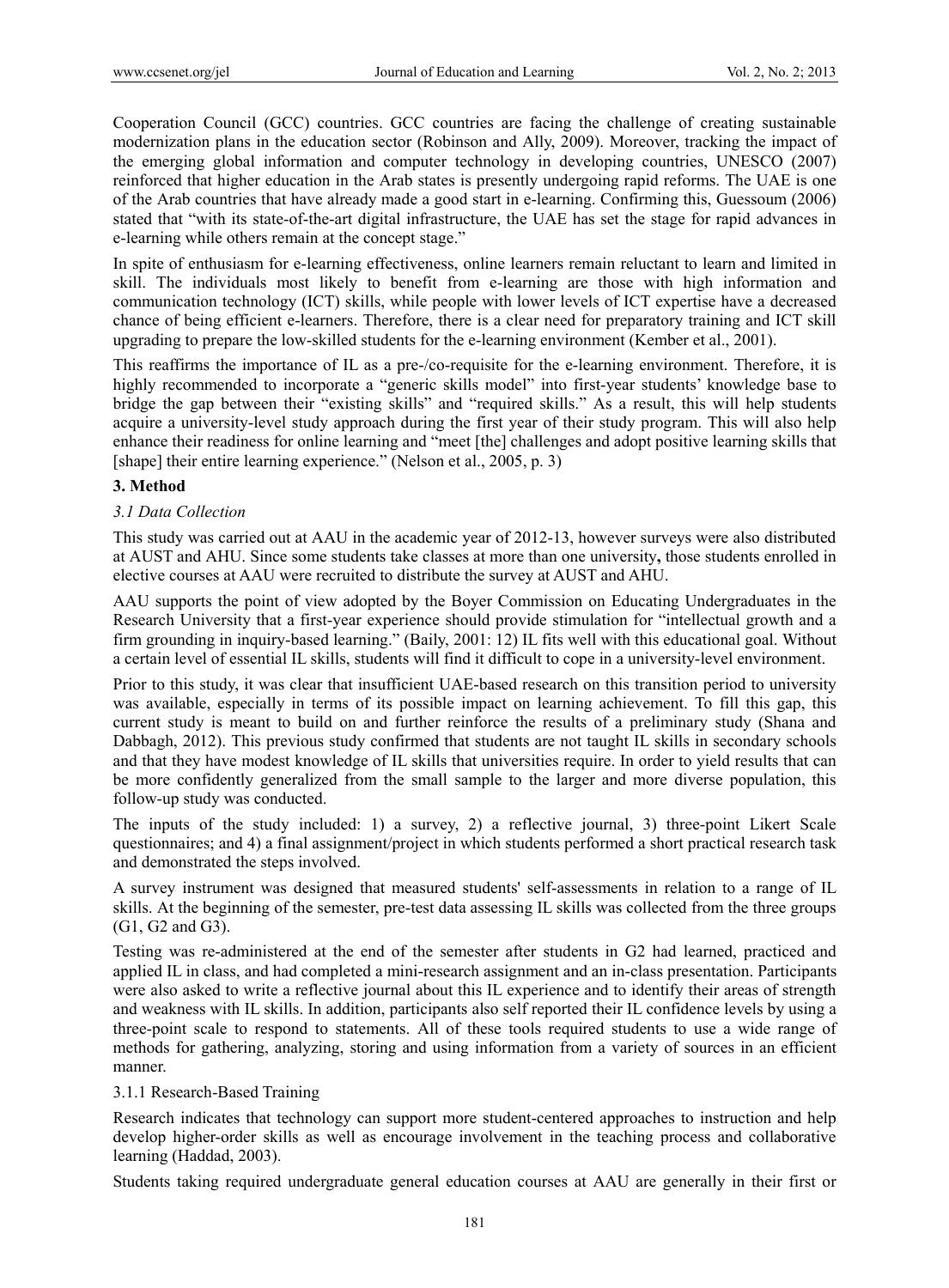Cooperation Council (GCC) countries. GCC countries are facing the challenge of creating sustainable modernization plans in the education sector (Robinson and Ally, 2009). Moreover, tracking the impact of the emerging global information and computer technology in developing countries, UNESCO (2007) reinforced that higher education in the Arab states is presently undergoing rapid reforms. The UAE is one of the Arab countries that have already made a good start in e-learning. Confirming this, Guessoum (2006) stated that "with its state-of-the-art digital infrastructure, the UAE has set the stage for rapid advances in e-learning while others remain at the concept stage."

In spite of enthusiasm for e-learning effectiveness, online learners remain reluctant to learn and limited in skill. The individuals most likely to benefit from e-learning are those with high information and communication technology (ICT) skills, while people with lower levels of ICT expertise have a decreased chance of being efficient e-learners. Therefore, there is a clear need for preparatory training and ICT skill upgrading to prepare the low-skilled students for the e-learning environment (Kember et al., 2001).

This reaffirms the importance of IL as a pre-/co-requisite for the e-learning environment. Therefore, it is highly recommended to incorporate a "generic skills model" into first-year students' knowledge base to bridge the gap between their "existing skills" and "required skills." As a result, this will help students acquire a university-level study approach during the first year of their study program. This will also help enhance their readiness for online learning and "meet [the] challenges and adopt positive learning skills that [shape] their entire learning experience." (Nelson et al., 2005, p. 3)

## 3. Method

### *3.1 Data Collection*

This study was carried out at AAU in the academic year of 2012-13, however surveys were also distributed at AUST and AHU. Since some students take classes at more than one university**,** those students enrolled in elective courses at AAU were recruited to distribute the survey at AUST and AHU.

AAU supports the point of view adopted by the Boyer Commission on Educating Undergraduates in the Research University that a first-year experience should provide stimulation for "intellectual growth and a firm grounding in inquiry-based learning." (Baily, 2001: 12) IL fits well with this educational goal. Without a certain level of essential IL skills, students will find it difficult to cope in a university-level environment.

Prior to this study, it was clear that insufficient UAE-based research on this transition period to university was available, especially in terms of its possible impact on learning achievement. To fill this gap, this current study is meant to build on and further reinforce the results of a preliminary study (Shana and Dabbagh, 2012). This previous study confirmed that students are not taught IL skills in secondary schools and that they have modest knowledge of IL skills that universities require. In order to yield results that can be more confidently generalized from the small sample to the larger and more diverse population, this follow-up study was conducted.

The inputs of the study included: 1) a survey, 2) a reflective journal, 3) three-point Likert Scale questionnaires; and 4) a final assignment/project in which students performed a short practical research task and demonstrated the steps involved.

A survey instrument was designed that measured students' self-assessments in relation to a range of IL skills. At the beginning of the semester, pre-test data assessing IL skills was collected from the three groups (G1, G2 and G3).

Testing was re-administered at the end of the semester after students in G2 had learned, practiced and applied IL in class, and had completed a mini-research assignment and an in-class presentation. Participants were also asked to write a reflective journal about this IL experience and to identify their areas of strength and weakness with IL skills. In addition, participants also self reported their IL confidence levels by using a three-point scale to respond to statements. All of these tools required students to use a wide range of methods for gathering, analyzing, storing and using information from a variety of sources in an efficient manner.

#### 3.1.1 Research-Based Training

Research indicates that technology can support more student-centered approaches to instruction and help develop higher-order skills as well as encourage involvement in the teaching process and collaborative learning (Haddad, 2003).

Students taking required undergraduate general education courses at AAU are generally in their first or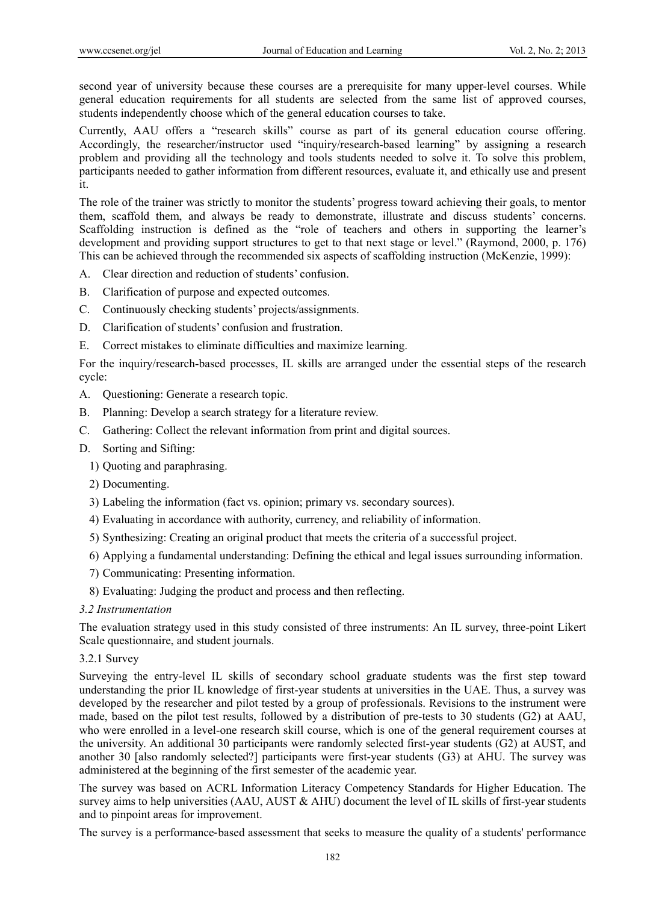second year of university because these courses are a prerequisite for many upper-level courses. While general education requirements for all students are selected from the same list of approved courses, students independently choose which of the general education courses to take.

Currently, AAU offers a "research skills" course as part of its general education course offering. Accordingly, the researcher/instructor used "inquiry/research-based learning" by assigning a research problem and providing all the technology and tools students needed to solve it. To solve this problem, participants needed to gather information from different resources, evaluate it, and ethically use and present it.

The role of the trainer was strictly to monitor the students' progress toward achieving their goals, to mentor them, scaffold them, and always be ready to demonstrate, illustrate and discuss students' concerns. Scaffolding instruction is defined as the "role of teachers and others in supporting the learner's development and providing support structures to get to that next stage or level." (Raymond, 2000, p. 176) This can be achieved through the recommended six aspects of scaffolding instruction (McKenzie, 1999):

A. Clear direction and reduction of students' confusion.

B. Clarification of purpose and expected outcomes.

C. Continuously checking students' projects/assignments.

D. Clarification of students' confusion and frustration.

E. Correct mistakes to eliminate difficulties and maximize learning.

For the inquiry/research-based processes, IL skills are arranged under the essential steps of the research cycle:

A. Questioning: Generate a research topic.

B. Planning: Develop a search strategy for a literature review.

C. Gathering: Collect the relevant information from print and digital sources.

D. Sorting and Sifting:

   1) Quoting and paraphrasing.

   2) Documenting.

   3) Labeling the information (fact vs. opinion; primary vs. secondary sources).

   4) Evaluating in accordance with authority, currency, and reliability of information.

   5) Synthesizing: Creating an original product that meets the criteria of a successful project.

   6) Applying a fundamental understanding: Defining the ethical and legal issues surrounding information.

   7) Communicating: Presenting information.

   8) Evaluating: Judging the product and process and then reflecting.

### *3.2 Instrumentation*

The evaluation strategy used in this study consisted of three instruments: An IL survey, three-point Likert Scale questionnaire, and student journals.

#### 3.2.1 Survey

Surveying the entry-level IL skills of secondary school graduate students was the first step toward understanding the prior IL knowledge of first-year students at universities in the UAE. Thus, a survey was developed by the researcher and pilot tested by a group of professionals. Revisions to the instrument were made, based on the pilot test results, followed by a distribution of pre-tests to 30 students (G2) at AAU, who were enrolled in a level-one research skill course, which is one of the general requirement courses at the university. An additional 30 participants were randomly selected first-year general students (G2) at AUST, and another 30 [also randomly selected?] participants were first-year students (G3) at AHU. The survey was administered at the beginning of the first semester of the academic year.

The survey was based on ACRL Information Literacy Competency Standards for Higher Education. The survey aims to help universities (AAU, AUST & AHU) document the level of IL skills of first-year students and to pinpoint areas for improvement.

The survey is a performance-based assessment that seeks to measure the quality of a students' performance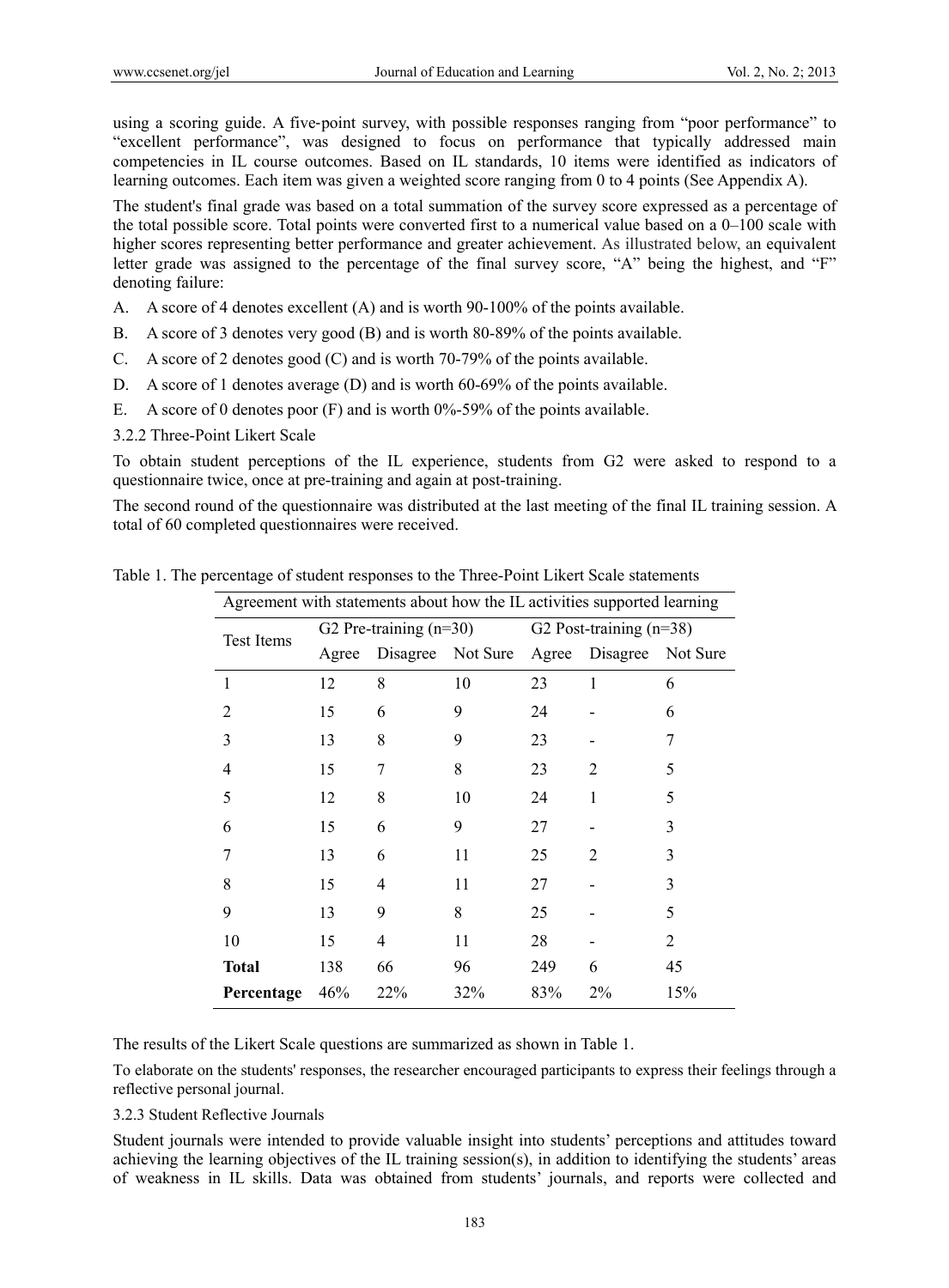using a scoring guide. A five-point survey, with possible responses ranging from "poor performance" to "excellent performance", was designed to focus on performance that typically addressed main competencies in IL course outcomes. Based on IL standards, 10 items were identified as indicators of learning outcomes. Each item was given a weighted score ranging from 0 to 4 points (See Appendix A).

The student's final grade was based on a total summation of the survey score expressed as a percentage of the total possible score. Total points were converted first to a numerical value based on a 0–100 scale with higher scores representing better performance and greater achievement. As illustrated below, an equivalent letter grade was assigned to the percentage of the final survey score, "A" being the highest, and "F" denoting failure:

A. A score of 4 denotes excellent (A) and is worth 90-100% of the points available.

B. A score of 3 denotes very good (B) and is worth 80-89% of the points available.

C. A score of 2 denotes good (C) and is worth 70-79% of the points available.

D. A score of 1 denotes average (D) and is worth 60-69% of the points available.

E. A score of 0 denotes poor (F) and is worth 0%-59% of the points available.

#### 3.2.2 Three-Point Likert Scale

To obtain student perceptions of the IL experience, students from G2 were asked to respond to a questionnaire twice, once at pre-training and again at post-training.

The second round of the questionnaire was distributed at the last meeting of the final IL training session. A total of 60 completed questionnaires were received.

Table 1. The percentage of student responses to the Three-Point Likert Scale statements

| Agreement with statements about how the IL activities supported learning | | | | | | |
|---|---|---|---|---|---|---|
| Test Items | G2 Pre-training (n=30) | | | G2 Post-training (n=38) | | |
| | Agree | Disagree | Not Sure | Agree | Disagree | Not Sure |
| 1 | 12 | 8 | 10 | 23 | 1 | 6 |
| 2 | 15 | 6 | 9 | 24 | - | 6 |
| 3 | 13 | 8 | 9 | 23 | - | 7 |
| 4 | 15 | 7 | 8 | 23 | 2 | 5 |
| 5 | 12 | 8 | 10 | 24 | 1 | 5 |
| 6 | 15 | 6 | 9 | 27 | - | 3 |
| 7 | 13 | 6 | 11 | 25 | 2 | 3 |
| 8 | 15 | 4 | 11 | 27 | - | 3 |
| 9 | 13 | 9 | 8 | 25 | - | 5 |
| 10 | 15 | 4 | 11 | 28 | - | 2 |
| **Total** | 138 | 66 | 96 | 249 | 6 | 45 |
| **Percentage** | 46% | 22% | 32% | 83% | 2% | 15% |

The results of the Likert Scale questions are summarized as shown in Table 1.

To elaborate on the students' responses, the researcher encouraged participants to express their feelings through a reflective personal journal.

#### 3.2.3 Student Reflective Journals

Student journals were intended to provide valuable insight into students' perceptions and attitudes toward achieving the learning objectives of the IL training session(s), in addition to identifying the students' areas of weakness in IL skills. Data was obtained from students' journals, and reports were collected and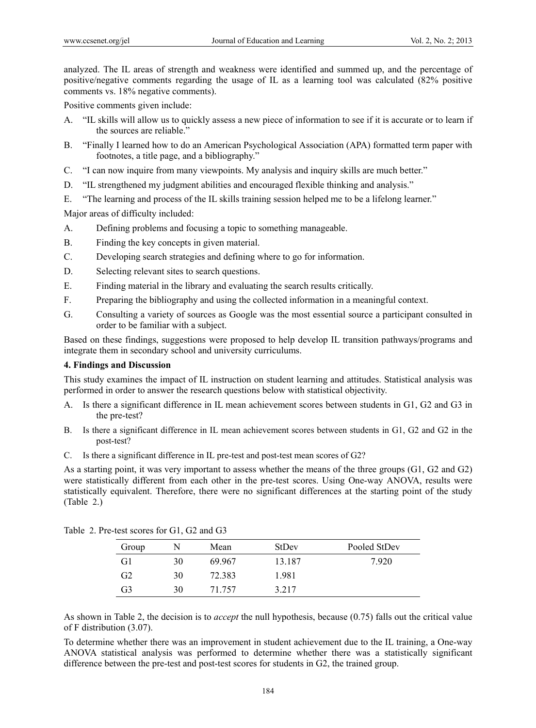analyzed. The IL areas of strength and weakness were identified and summed up, and the percentage of positive/negative comments regarding the usage of IL as a learning tool was calculated (82% positive comments vs. 18% negative comments).

Positive comments given include:

A. "IL skills will allow us to quickly assess a new piece of information to see if it is accurate or to learn if the sources are reliable."

B. "Finally I learned how to do an American Psychological Association (APA) formatted term paper with footnotes, a title page, and a bibliography."

C. "I can now inquire from many viewpoints. My analysis and inquiry skills are much better."

D. "IL strengthened my judgment abilities and encouraged flexible thinking and analysis."

E. "The learning and process of the IL skills training session helped me to be a lifelong learner."

Major areas of difficulty included:

A. Defining problems and focusing a topic to something manageable.

B. Finding the key concepts in given material.

C. Developing search strategies and defining where to go for information.

D. Selecting relevant sites to search questions.

E. Finding material in the library and evaluating the search results critically.

F. Preparing the bibliography and using the collected information in a meaningful context.

G. Consulting a variety of sources as Google was the most essential source a participant consulted in order to be familiar with a subject.

Based on these findings, suggestions were proposed to help develop IL transition pathways/programs and integrate them in secondary school and university curriculums.

## 4. Findings and Discussion

This study examines the impact of IL instruction on student learning and attitudes. Statistical analysis was performed in order to answer the research questions below with statistical objectivity.

A. Is there a significant difference in IL mean achievement scores between students in G1, G2 and G3 in the pre-test?

B. Is there a significant difference in IL mean achievement scores between students in G1, G2 and G2 in the post-test?

C. Is there a significant difference in IL pre-test and post-test mean scores of G2?

As a starting point, it was very important to assess whether the means of the three groups (G1, G2 and G2) were statistically different from each other in the pre-test scores. Using One-way ANOVA, results were statistically equivalent. Therefore, there were no significant differences at the starting point of the study (Table 2.)

Table 2. Pre-test scores for G1, G2 and G3

| Group | N | Mean | StDev | Pooled StDev |
|---|---|---|---|---|
| G1 | 30 | 69.967 | 13.187 | 7.920 |
| G2 | 30 | 72.383 | 1.981 | |
| G3 | 30 | 71.757 | 3.217 | |

As shown in Table 2, the decision is to *accept* the null hypothesis, because (0.75) falls out the critical value of F distribution (3.07).

To determine whether there was an improvement in student achievement due to the IL training, a One-way ANOVA statistical analysis was performed to determine whether there was a statistically significant difference between the pre-test and post-test scores for students in G2, the trained group.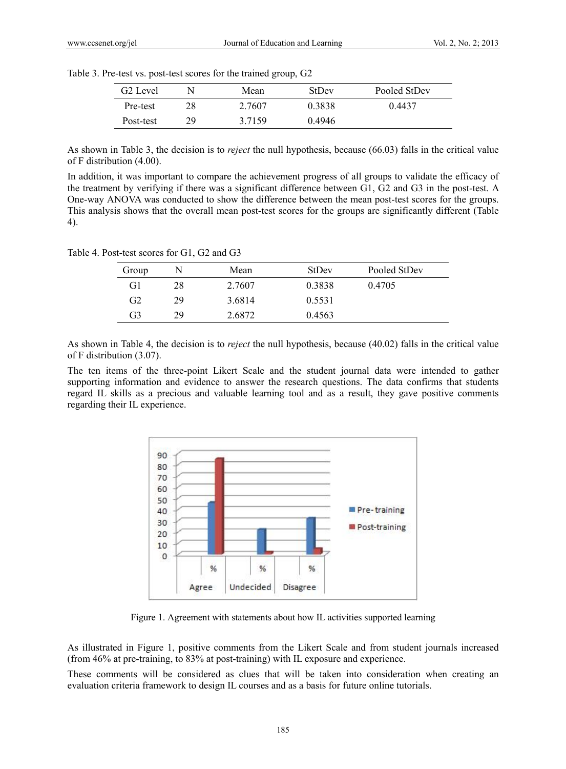Table 3. Pre-test vs. post-test scores for the trained group, G2

| G2 Level | N | Mean | StDev | Pooled StDev |
|---|---|---|---|---|
| Pre-test | 28 | 2.7607 | 0.3838 | 0.4437 |
| Post-test | 29 | 3.7159 | 0.4946 | |

As shown in Table 3, the decision is to *reject* the null hypothesis, because (66.03) falls in the critical value of F distribution (4.00).

In addition, it was important to compare the achievement progress of all groups to validate the efficacy of the treatment by verifying if there was a significant difference between G1, G2 and G3 in the post-test. A One-way ANOVA was conducted to show the difference between the mean post-test scores for the groups. This analysis shows that the overall mean post-test scores for the groups are significantly different (Table 4).

Table 4. Post-test scores for G1, G2 and G3

| Group | N | Mean | StDev | Pooled StDev |
|---|---|---|---|---|
| G1 | 28 | 2.7607 | 0.3838 | 0.4705 |
| G2 | 29 | 3.6814 | 0.5531 | |
| G3 | 29 | 2.6872 | 0.4563 | |

As shown in Table 4, the decision is to *reject* the null hypothesis, because (40.02) falls in the critical value of F distribution (3.07).

The ten items of the three-point Likert Scale and the student journal data were intended to gather supporting information and evidence to answer the research questions. The data confirms that students regard IL skills as a precious and valuable learning tool and as a result, they gave positive comments regarding their IL experience.

Figure 1. Agreement with statements about how IL activities supported learning

As illustrated in Figure 1, positive comments from the Likert Scale and from student journals increased (from 46% at pre-training, to 83% at post-training) with IL exposure and experience.

These comments will be considered as clues that will be taken into consideration when creating an evaluation criteria framework to design IL courses and as a basis for future online tutorials.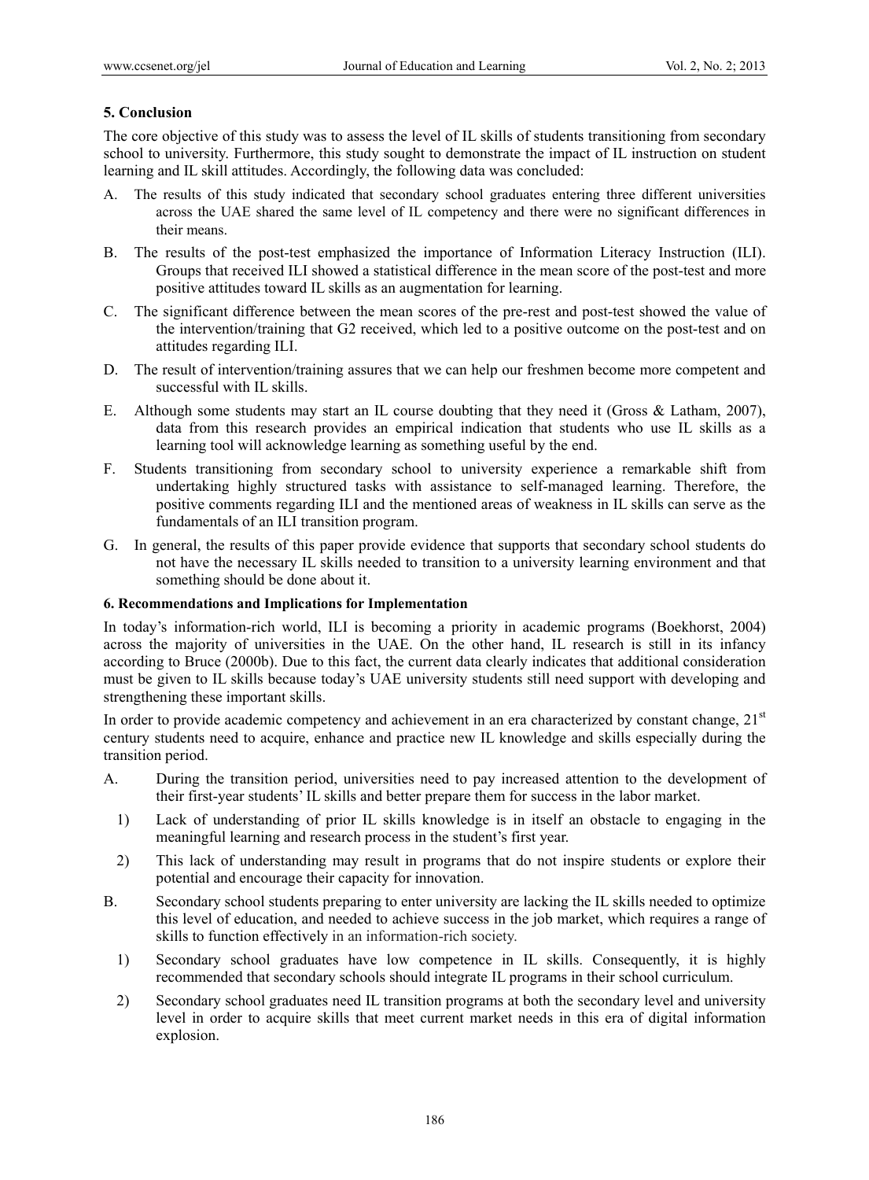## 5. Conclusion

The core objective of this study was to assess the level of IL skills of students transitioning from secondary school to university. Furthermore, this study sought to demonstrate the impact of IL instruction on student learning and IL skill attitudes. Accordingly, the following data was concluded:

A. The results of this study indicated that secondary school graduates entering three different universities across the UAE shared the same level of IL competency and there were no significant differences in their means.

B. The results of the post-test emphasized the importance of Information Literacy Instruction (ILI). Groups that received ILI showed a statistical difference in the mean score of the post-test and more positive attitudes toward IL skills as an augmentation for learning.

C. The significant difference between the mean scores of the pre-rest and post-test showed the value of the intervention/training that G2 received, which led to a positive outcome on the post-test and on attitudes regarding ILI.

D. The result of intervention/training assures that we can help our freshmen become more competent and successful with IL skills.

E. Although some students may start an IL course doubting that they need it (Gross & Latham, 2007), data from this research provides an empirical indication that students who use IL skills as a learning tool will acknowledge learning as something useful by the end.

F. Students transitioning from secondary school to university experience a remarkable shift from undertaking highly structured tasks with assistance to self-managed learning. Therefore, the positive comments regarding ILI and the mentioned areas of weakness in IL skills can serve as the fundamentals of an ILI transition program.

G. In general, the results of this paper provide evidence that supports that secondary school students do not have the necessary IL skills needed to transition to a university learning environment and that something should be done about it.

## 6. Recommendations and Implications for Implementation

In today's information-rich world, ILI is becoming a priority in academic programs (Boekhorst, 2004) across the majority of universities in the UAE. On the other hand, IL research is still in its infancy according to Bruce (2000b). Due to this fact, the current data clearly indicates that additional consideration must be given to IL skills because today's UAE university students still need support with developing and strengthening these important skills.

In order to provide academic competency and achievement in an era characterized by constant change, 21st century students need to acquire, enhance and practice new IL knowledge and skills especially during the transition period.

A. During the transition period, universities need to pay increased attention to the development of their first-year students' IL skills and better prepare them for success in the labor market.

   1) Lack of understanding of prior IL skills knowledge is in itself an obstacle to engaging in the meaningful learning and research process in the student's first year.

   2) This lack of understanding may result in programs that do not inspire students or explore their potential and encourage their capacity for innovation.

B. Secondary school students preparing to enter university are lacking the IL skills needed to optimize this level of education, and needed to achieve success in the job market, which requires a range of skills to function effectively in an information-rich society.

   1) Secondary school graduates have low competence in IL skills. Consequently, it is highly recommended that secondary schools should integrate IL programs in their school curriculum.

   2) Secondary school graduates need IL transition programs at both the secondary level and university level in order to acquire skills that meet current market needs in this era of digital information explosion.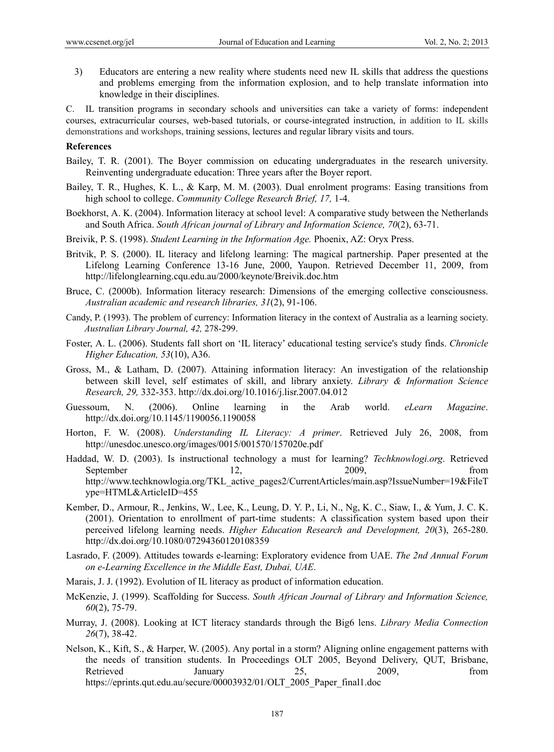3) Educators are entering a new reality where students need new IL skills that address the questions and problems emerging from the information explosion, and to help translate information into knowledge in their disciplines.

C. IL transition programs in secondary schools and universities can take a variety of forms: independent courses, extracurricular courses, web-based tutorials, or course-integrated instruction, in addition to IL skills demonstrations and workshops, training sessions, lectures and regular library visits and tours.

**References**

Bailey, T. R. (2001). The Boyer commission on educating undergraduates in the research university. Reinventing undergraduate education: Three years after the Boyer report.

Bailey, T. R., Hughes, K. L., & Karp, M. M. (2003). Dual enrolment programs: Easing transitions from high school to college. *Community College Research Brief, 17,* 1-4.

Boekhorst, A. K. (2004). Information literacy at school level: A comparative study between the Netherlands and South Africa. *South African journal of Library and Information Science, 70*(2), 63-71.

Breivik, P. S. (1998). *Student Learning in the Information Age.* Phoenix, AZ: Oryx Press.

Britvik, P. S. (2000). IL literacy and lifelong learning: The magical partnership. Paper presented at the Lifelong Learning Conference 13-16 June, 2000, Yaupon. Retrieved December 11, 2009, from http://lifelonglearning.cqu.edu.au/2000/keynote/Breivik.doc.htm

Bruce, C. (2000b). Information literacy research: Dimensions of the emerging collective consciousness. *Australian academic and research libraries, 31*(2), 91-106.

Candy, P. (1993). The problem of currency: Information literacy in the context of Australia as a learning society. *Australian Library Journal, 42,* 278-299.

Foster, A. L. (2006). Students fall short on 'IL literacy' educational testing service's study finds. *Chronicle Higher Education, 53*(10), A36.

Gross, M., & Latham, D. (2007). Attaining information literacy: An investigation of the relationship between skill level, self estimates of skill, and library anxiety. *Library & Information Science Research, 29,* 332-353. http://dx.doi.org/10.1016/j.lisr.2007.04.012

Guessoum, N. (2006). Online learning in the Arab world. *eLearn Magazine*. http://dx.doi.org/10.1145/1190056.1190058

Horton, F. W. (2008). *Understanding IL Literacy: A primer*. Retrieved July 26, 2008, from http://unesdoc.unesco.org/images/0015/001570/157020e.pdf

Haddad, W. D. (2003). Is instructional technology a must for learning? *Techknowlogi.org*. Retrieved September 12, 2009, from http://www.techknowlogia.org/TKL_active_pages2/CurrentArticles/main.asp?IssueNumber=19&FileType=HTML&ArticleID=455

Kember, D., Armour, R., Jenkins, W., Lee, K., Leung, D. Y. P., Li, N., Ng, K. C., Siaw, I., & Yum, J. C. K. (2001). Orientation to enrollment of part-time students: A classification system based upon their perceived lifelong learning needs. *Higher Education Research and Development, 20*(3), 265-280. http://dx.doi.org/10.1080/07294360120108359

Lasrado, F. (2009). Attitudes towards e-learning: Exploratory evidence from UAE. *The 2nd Annual Forum on e-Learning Excellence in the Middle East, Dubai, UAE*.

Marais, J. J. (1992). Evolution of IL literacy as product of information education.

McKenzie, J. (1999). Scaffolding for Success. *South African Journal of Library and Information Science, 60*(2), 75-79.

Murray, J. (2008). Looking at ICT literacy standards through the Big6 lens. *Library Media Connection 26*(7), 38-42.

Nelson, K., Kift, S., & Harper, W. (2005). Any portal in a storm? Aligning online engagement patterns with the needs of transition students. In Proceedings OLT 2005, Beyond Delivery, QUT, Brisbane, Retrieved January 25, 2009, from https://eprints.qut.edu.au/secure/00003932/01/OLT_2005_Paper_final1.doc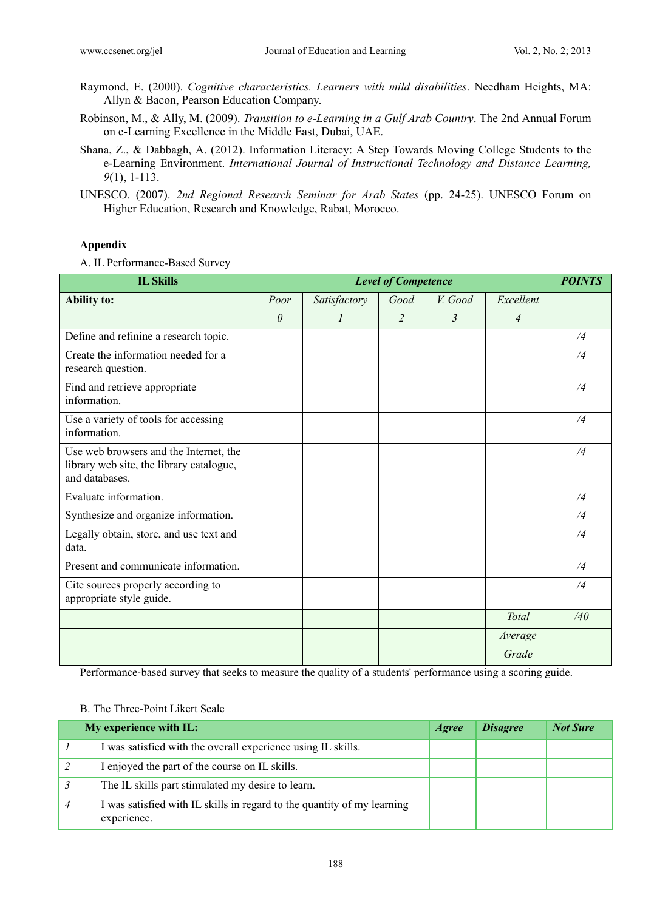Raymond, E. (2000). *Cognitive characteristics. Learners with mild disabilities*. Needham Heights, MA: Allyn & Bacon, Pearson Education Company.

Robinson, M., & Ally, M. (2009). *Transition to e-Learning in a Gulf Arab Country*. The 2nd Annual Forum on e-Learning Excellence in the Middle East, Dubai, UAE.

Shana, Z., & Dabbagh, A. (2012). Information Literacy: A Step Towards Moving College Students to the e-Learning Environment. *International Journal of Instructional Technology and Distance Learning, 9*(1), 1-113.

UNESCO. (2007). *2nd Regional Research Seminar for Arab States* (pp. 24-25). UNESCO Forum on Higher Education, Research and Knowledge, Rabat, Morocco.

## Appendix

A. IL Performance-Based Survey

| **IL Skills** | ***Level of Competence*** | | | | | ***POINTS*** |
|---|---|---|---|---|---|---|
| **Ability to:** | *Poor* *0* | *Satisfactory* *1* | *Good* *2* | *V. Good* *3* | *Excellent* *4* | |
| Define and refinine a research topic. | | | | | | */4* |
| Create the information needed for a research question. | | | | | | */4* |
| Find and retrieve appropriate information. | | | | | | */4* |
| Use a variety of tools for accessing information. | | | | | | */4* |
| Use web browsers and the Internet, the library web site, the library catalogue, and databases. | | | | | | */4* |
| Evaluate information. | | | | | | */4* |
| Synthesize and organize information. | | | | | | */4* |
| Legally obtain, store, and use text and data. | | | | | | */4* |
| Present and communicate information. | | | | | | */4* |
| Cite sources properly according to appropriate style guide. | | | | | | */4* |
| | | | | | *Total* | */40* |
| | | | | | *Average* | |
| | | | | | *Grade* | |

Performance-based survey that seeks to measure the quality of a students' performance using a scoring guide.

B. The Three-Point Likert Scale

| | **My experience with IL:** | ***Agree*** | ***Disagree*** | ***Not Sure*** |
|---|---|---|---|---|
| *1* | I was satisfied with the overall experience using IL skills. | | | |
| *2* | I enjoyed the part of the course on IL skills. | | | |
| *3* | The IL skills part stimulated my desire to learn. | | | |
| *4* | I was satisfied with IL skills in regard to the quantity of my learning experience. | | | |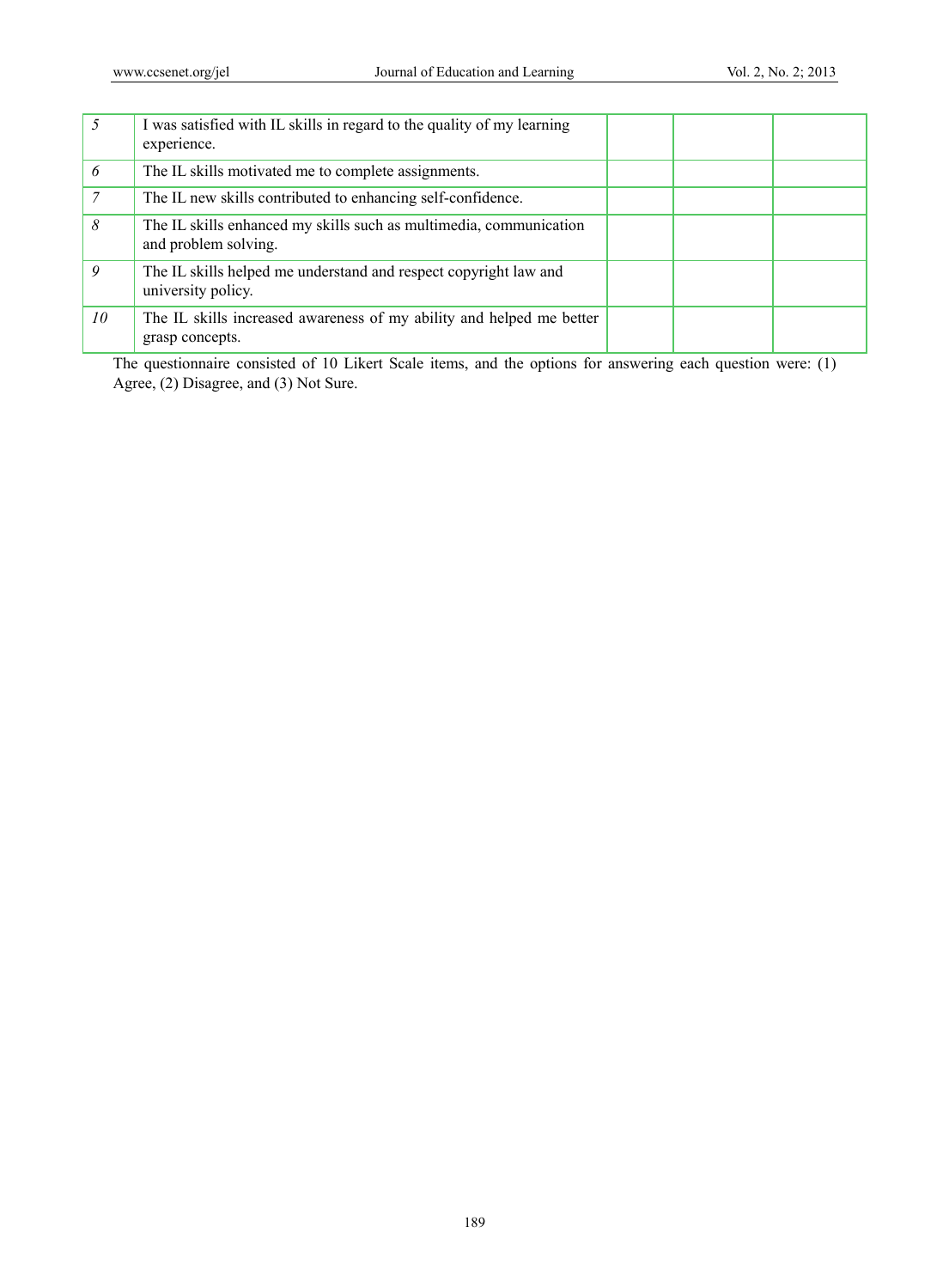| | | | | |
|---|---|---|---|---|
| *5* | I was satisfied with IL skills in regard to the quality of my learning experience. | | | |
| *6* | The IL skills motivated me to complete assignments. | | | |
| *7* | The IL new skills contributed to enhancing self-confidence. | | | |
| *8* | The IL skills enhanced my skills such as multimedia, communication and problem solving. | | | |
| *9* | The IL skills helped me understand and respect copyright law and university policy. | | | |
| *10* | The IL skills increased awareness of my ability and helped me better grasp concepts. | | | |

The questionnaire consisted of 10 Likert Scale items, and the options for answering each question were: (1) Agree, (2) Disagree, and (3) Not Sure.